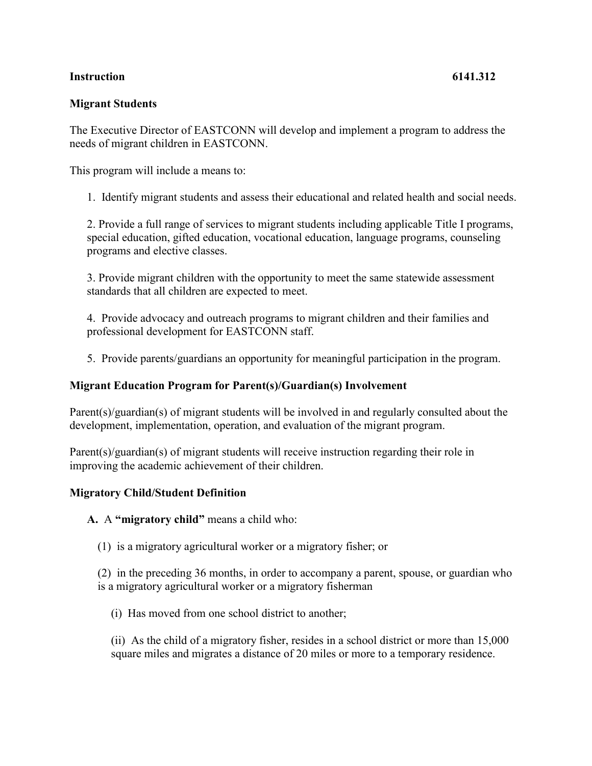**Instruction** **6141.312**

## Migrant Students

The Executive Director of EASTCONN will develop and implement a program to address the needs of migrant children in EASTCONN.

This program will include a means to:

1. Identify migrant students and assess their educational and related health and social needs.

2. Provide a full range of services to migrant students including applicable Title I programs, special education, gifted education, vocational education, language programs, counseling programs and elective classes.

3. Provide migrant children with the opportunity to meet the same statewide assessment standards that all children are expected to meet.

4. Provide advocacy and outreach programs to migrant children and their families and professional development for EASTCONN staff.

5. Provide parents/guardians an opportunity for meaningful participation in the program.

### Migrant Education Program for Parent(s)/Guardian(s) Involvement

Parent(s)/guardian(s) of migrant students will be involved in and regularly consulted about the development, implementation, operation, and evaluation of the migrant program.

Parent(s)/guardian(s) of migrant students will receive instruction regarding their role in improving the academic achievement of their children.

### Migratory Child/Student Definition

**A.** A **"migratory child"** means a child who:

(1) is a migratory agricultural worker or a migratory fisher; or

(2) in the preceding 36 months, in order to accompany a parent, spouse, or guardian who is a migratory agricultural worker or a migratory fisherman

(i) Has moved from one school district to another;

(ii) As the child of a migratory fisher, resides in a school district or more than 15,000 square miles and migrates a distance of 20 miles or more to a temporary residence.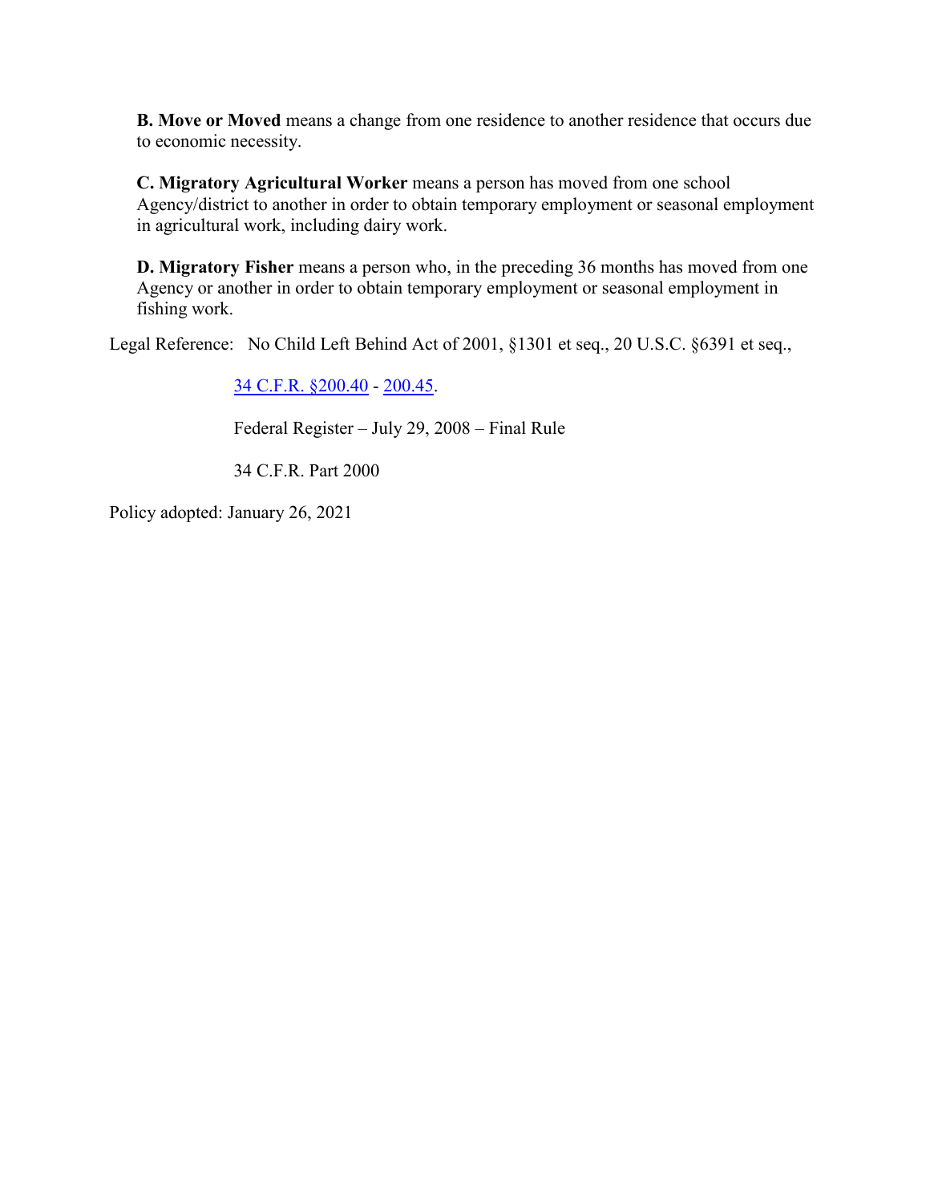**B. Move or Moved** means a change from one residence to another residence that occurs due to economic necessity.

**C. Migratory Agricultural Worker** means a person has moved from one school Agency/district to another in order to obtain temporary employment or seasonal employment in agricultural work, including dairy work.

**D. Migratory Fisher** means a person who, in the preceding 36 months has moved from one Agency or another in order to obtain temporary employment or seasonal employment in fishing work.

Legal Reference: No Child Left Behind Act of 2001, §1301 et seq., 20 U.S.C. §6391 et seq.,

34 C.F.R. §200.40 - 200.45.

Federal Register – July 29, 2008 – Final Rule

34 C.F.R. Part 2000

Policy adopted: January 26, 2021